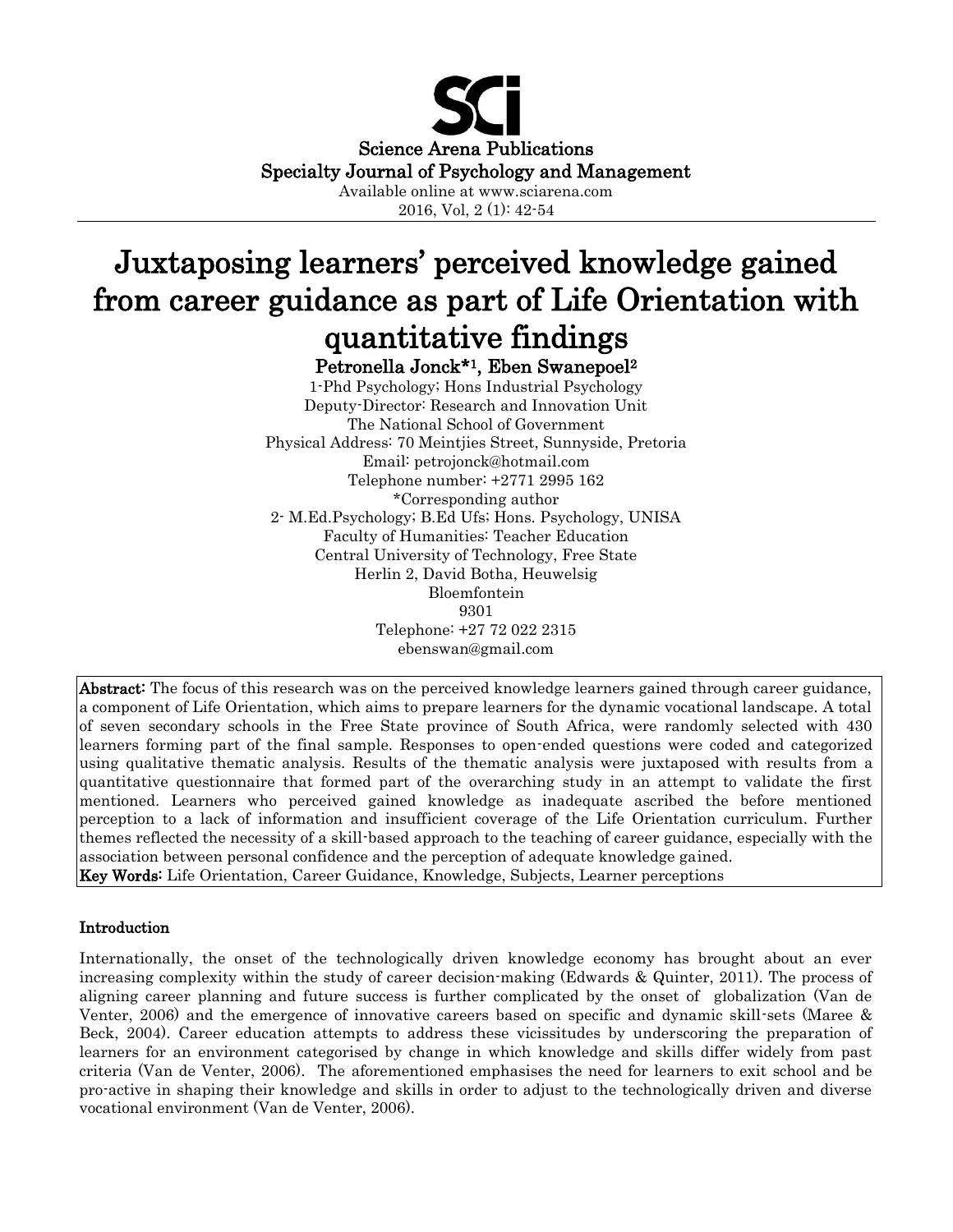Science Arena Publications
Specialty Journal of Psychology and Management
Available online at www.sciarena.com
2016, Vol, 2 (1): 42-54

# Juxtaposing learners' perceived knowledge gained from career guidance as part of Life Orientation with quantitative findings

**Petronella Jonck*[1], Eben Swanepoel[2]**

1-Phd Psychology; Hons Industrial Psychology
Deputy-Director: Research and Innovation Unit
The National School of Government
Physical Address: 70 Meintjies Street, Sunnyside, Pretoria
Email: petrojonck@hotmail.com
Telephone number: +2771 2995 162
*Corresponding author

2- M.Ed.Psychology; B.Ed Ufs; Hons. Psychology, UNISA
Faculty of Humanities: Teacher Education
Central University of Technology, Free State
Herlin 2, David Botha, Heuwelsig
Bloemfontein
9301
Telephone: +27 72 022 2315
ebenswan@gmail.com

**Abstract:** The focus of this research was on the perceived knowledge learners gained through career guidance, a component of Life Orientation, which aims to prepare learners for the dynamic vocational landscape. A total of seven secondary schools in the Free State province of South Africa, were randomly selected with 430 learners forming part of the final sample. Responses to open-ended questions were coded and categorized using qualitative thematic analysis. Results of the thematic analysis were juxtaposed with results from a quantitative questionnaire that formed part of the overarching study in an attempt to validate the first mentioned. Learners who perceived gained knowledge as inadequate ascribed the before mentioned perception to a lack of information and insufficient coverage of the Life Orientation curriculum. Further themes reflected the necessity of a skill-based approach to the teaching of career guidance, especially with the association between personal confidence and the perception of adequate knowledge gained.

**Key Words:** Life Orientation, Career Guidance, Knowledge, Subjects, Learner perceptions

## Introduction

Internationally, the onset of the technologically driven knowledge economy has brought about an ever increasing complexity within the study of career decision-making (Edwards & Quinter, 2011). The process of aligning career planning and future success is further complicated by the onset of globalization (Van de Venter, 2006) and the emergence of innovative careers based on specific and dynamic skill-sets (Maree & Beck, 2004). Career education attempts to address these vicissitudes by underscoring the preparation of learners for an environment categorised by change in which knowledge and skills differ widely from past criteria (Van de Venter, 2006). The aforementioned emphasises the need for learners to exit school and be pro-active in shaping their knowledge and skills in order to adjust to the technologically driven and diverse vocational environment (Van de Venter, 2006).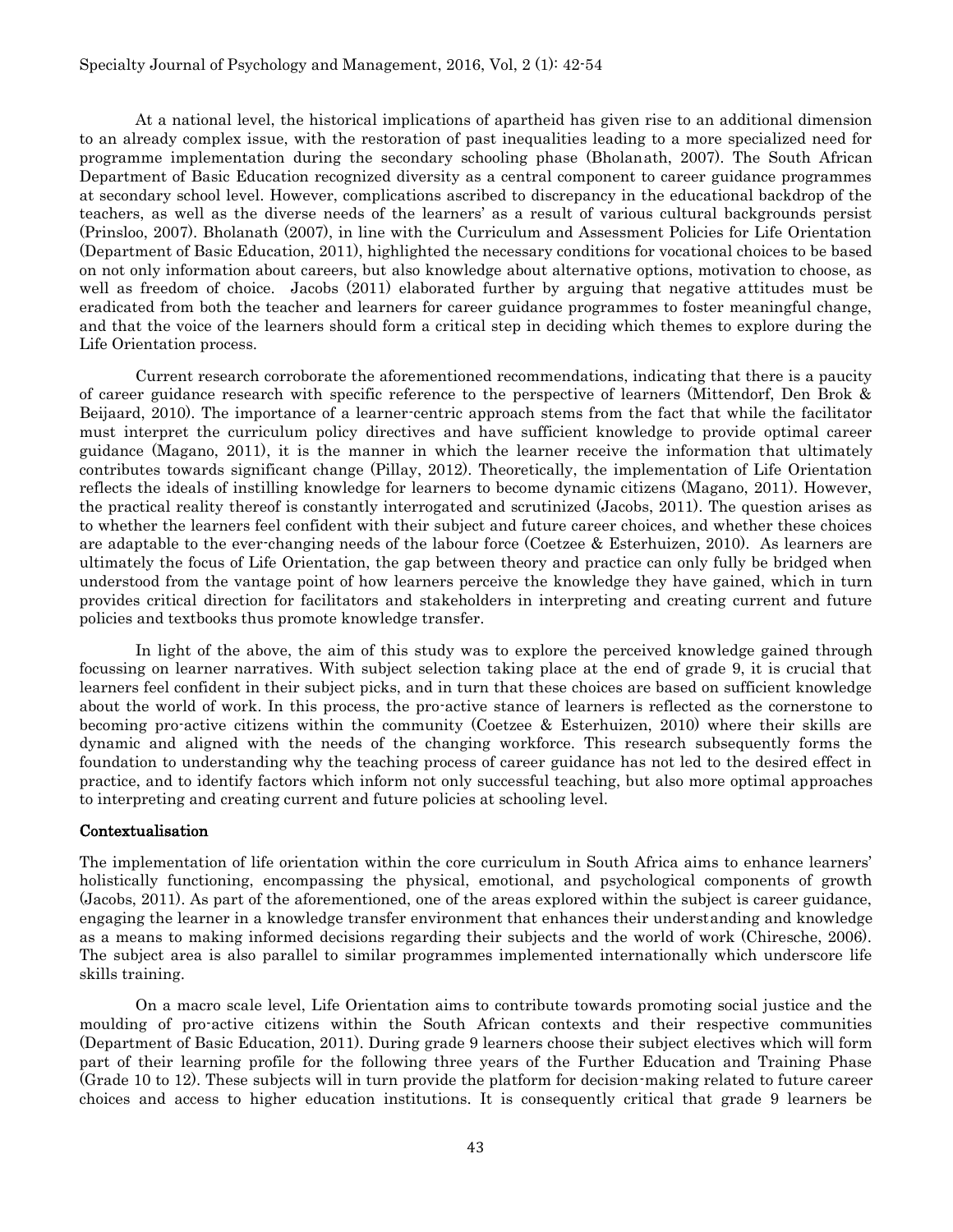At a national level, the historical implications of apartheid has given rise to an additional dimension to an already complex issue, with the restoration of past inequalities leading to a more specialized need for programme implementation during the secondary schooling phase (Bholanath, 2007). The South African Department of Basic Education recognized diversity as a central component to career guidance programmes at secondary school level. However, complications ascribed to discrepancy in the educational backdrop of the teachers, as well as the diverse needs of the learners' as a result of various cultural backgrounds persist (Prinsloo, 2007). Bholanath (2007), in line with the Curriculum and Assessment Policies for Life Orientation (Department of Basic Education, 2011), highlighted the necessary conditions for vocational choices to be based on not only information about careers, but also knowledge about alternative options, motivation to choose, as well as freedom of choice. Jacobs (2011) elaborated further by arguing that negative attitudes must be eradicated from both the teacher and learners for career guidance programmes to foster meaningful change, and that the voice of the learners should form a critical step in deciding which themes to explore during the Life Orientation process.

Current research corroborate the aforementioned recommendations, indicating that there is a paucity of career guidance research with specific reference to the perspective of learners (Mittendorf, Den Brok & Beijaard, 2010). The importance of a learner-centric approach stems from the fact that while the facilitator must interpret the curriculum policy directives and have sufficient knowledge to provide optimal career guidance (Magano, 2011), it is the manner in which the learner receive the information that ultimately contributes towards significant change (Pillay, 2012). Theoretically, the implementation of Life Orientation reflects the ideals of instilling knowledge for learners to become dynamic citizens (Magano, 2011). However, the practical reality thereof is constantly interrogated and scrutinized (Jacobs, 2011). The question arises as to whether the learners feel confident with their subject and future career choices, and whether these choices are adaptable to the ever-changing needs of the labour force (Coetzee & Esterhuizen, 2010). As learners are ultimately the focus of Life Orientation, the gap between theory and practice can only fully be bridged when understood from the vantage point of how learners perceive the knowledge they have gained, which in turn provides critical direction for facilitators and stakeholders in interpreting and creating current and future policies and textbooks thus promote knowledge transfer.

In light of the above, the aim of this study was to explore the perceived knowledge gained through focussing on learner narratives. With subject selection taking place at the end of grade 9, it is crucial that learners feel confident in their subject picks, and in turn that these choices are based on sufficient knowledge about the world of work. In this process, the pro-active stance of learners is reflected as the cornerstone to becoming pro-active citizens within the community (Coetzee & Esterhuizen, 2010) where their skills are dynamic and aligned with the needs of the changing workforce. This research subsequently forms the foundation to understanding why the teaching process of career guidance has not led to the desired effect in practice, and to identify factors which inform not only successful teaching, but also more optimal approaches to interpreting and creating current and future policies at schooling level.

## Contextualisation

The implementation of life orientation within the core curriculum in South Africa aims to enhance learners' holistically functioning, encompassing the physical, emotional, and psychological components of growth (Jacobs, 2011). As part of the aforementioned, one of the areas explored within the subject is career guidance, engaging the learner in a knowledge transfer environment that enhances their understanding and knowledge as a means to making informed decisions regarding their subjects and the world of work (Chiresche, 2006). The subject area is also parallel to similar programmes implemented internationally which underscore life skills training.

On a macro scale level, Life Orientation aims to contribute towards promoting social justice and the moulding of pro-active citizens within the South African contexts and their respective communities (Department of Basic Education, 2011). During grade 9 learners choose their subject electives which will form part of their learning profile for the following three years of the Further Education and Training Phase (Grade 10 to 12). These subjects will in turn provide the platform for decision-making related to future career choices and access to higher education institutions. It is consequently critical that grade 9 learners be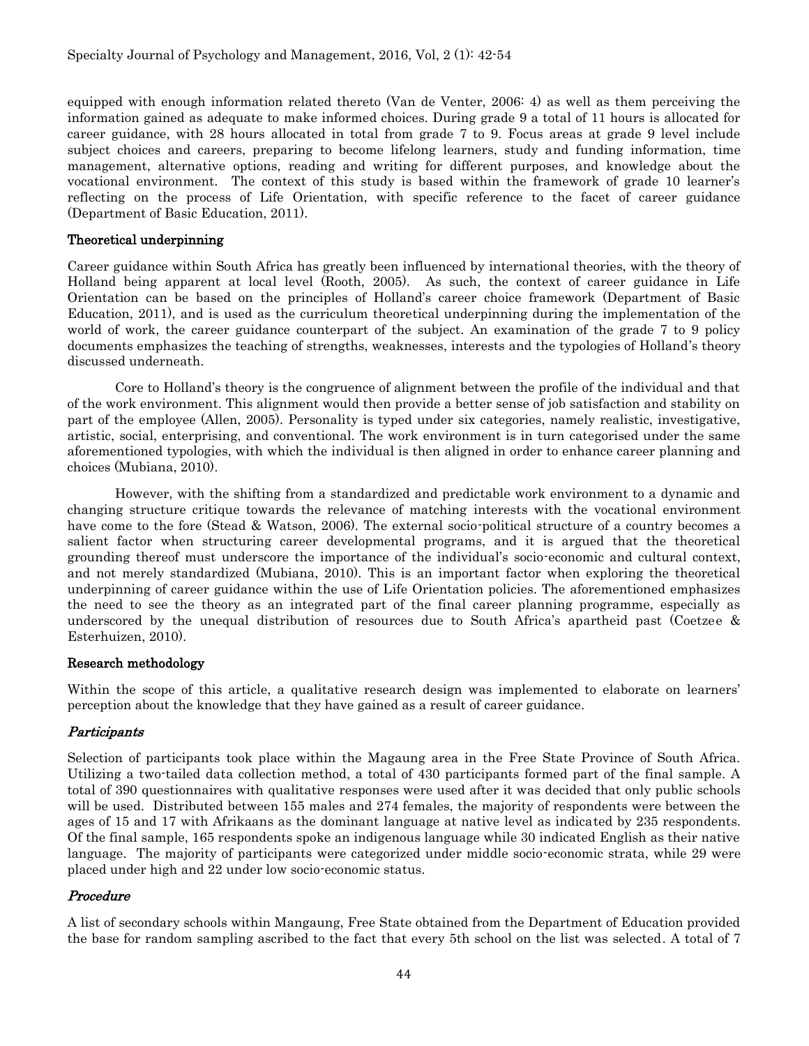equipped with enough information related thereto (Van de Venter, 2006: 4) as well as them perceiving the information gained as adequate to make informed choices. During grade 9 a total of 11 hours is allocated for career guidance, with 28 hours allocated in total from grade 7 to 9. Focus areas at grade 9 level include subject choices and careers, preparing to become lifelong learners, study and funding information, time management, alternative options, reading and writing for different purposes, and knowledge about the vocational environment. The context of this study is based within the framework of grade 10 learner's reflecting on the process of Life Orientation, with specific reference to the facet of career guidance (Department of Basic Education, 2011).

## Theoretical underpinning

Career guidance within South Africa has greatly been influenced by international theories, with the theory of Holland being apparent at local level (Rooth, 2005). As such, the context of career guidance in Life Orientation can be based on the principles of Holland's career choice framework (Department of Basic Education, 2011), and is used as the curriculum theoretical underpinning during the implementation of the world of work, the career guidance counterpart of the subject. An examination of the grade 7 to 9 policy documents emphasizes the teaching of strengths, weaknesses, interests and the typologies of Holland's theory discussed underneath.

Core to Holland's theory is the congruence of alignment between the profile of the individual and that of the work environment. This alignment would then provide a better sense of job satisfaction and stability on part of the employee (Allen, 2005). Personality is typed under six categories, namely realistic, investigative, artistic, social, enterprising, and conventional. The work environment is in turn categorised under the same aforementioned typologies, with which the individual is then aligned in order to enhance career planning and choices (Mubiana, 2010).

However, with the shifting from a standardized and predictable work environment to a dynamic and changing structure critique towards the relevance of matching interests with the vocational environment have come to the fore (Stead & Watson, 2006). The external socio-political structure of a country becomes a salient factor when structuring career developmental programs, and it is argued that the theoretical grounding thereof must underscore the importance of the individual's socio-economic and cultural context, and not merely standardized (Mubiana, 2010). This is an important factor when exploring the theoretical underpinning of career guidance within the use of Life Orientation policies. The aforementioned emphasizes the need to see the theory as an integrated part of the final career planning programme, especially as underscored by the unequal distribution of resources due to South Africa's apartheid past (Coetzee & Esterhuizen, 2010).

## Research methodology

Within the scope of this article, a qualitative research design was implemented to elaborate on learners' perception about the knowledge that they have gained as a result of career guidance.

### *Participants*

Selection of participants took place within the Magaung area in the Free State Province of South Africa. Utilizing a two-tailed data collection method, a total of 430 participants formed part of the final sample. A total of 390 questionnaires with qualitative responses were used after it was decided that only public schools will be used. Distributed between 155 males and 274 females, the majority of respondents were between the ages of 15 and 17 with Afrikaans as the dominant language at native level as indicated by 235 respondents. Of the final sample, 165 respondents spoke an indigenous language while 30 indicated English as their native language. The majority of participants were categorized under middle socio-economic strata, while 29 were placed under high and 22 under low socio-economic status.

### *Procedure*

A list of secondary schools within Mangaung, Free State obtained from the Department of Education provided the base for random sampling ascribed to the fact that every 5th school on the list was selected. A total of 7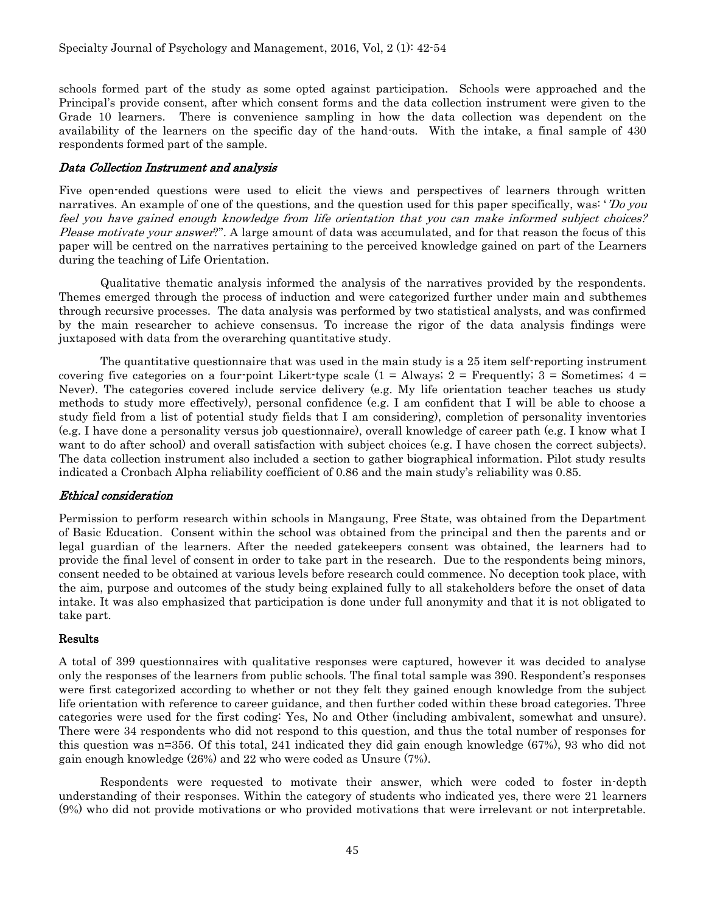schools formed part of the study as some opted against participation. Schools were approached and the Principal's provide consent, after which consent forms and the data collection instrument were given to the Grade 10 learners. There is convenience sampling in how the data collection was dependent on the availability of the learners on the specific day of the hand-outs. With the intake, a final sample of 430 respondents formed part of the sample.

### *Data Collection Instrument and analysis*

Five open-ended questions were used to elicit the views and perspectives of learners through written narratives. An example of one of the questions, and the question used for this paper specifically, was: '*"Do you feel you have gained enough knowledge from life orientation that you can make informed subject choices? Please motivate your answer*?". A large amount of data was accumulated, and for that reason the focus of this paper will be centred on the narratives pertaining to the perceived knowledge gained on part of the Learners during the teaching of Life Orientation.

Qualitative thematic analysis informed the analysis of the narratives provided by the respondents. Themes emerged through the process of induction and were categorized further under main and subthemes through recursive processes. The data analysis was performed by two statistical analysts, and was confirmed by the main researcher to achieve consensus. To increase the rigor of the data analysis findings were juxtaposed with data from the overarching quantitative study.

The quantitative questionnaire that was used in the main study is a 25 item self-reporting instrument covering five categories on a four-point Likert-type scale (1 = Always; 2 = Frequently; 3 = Sometimes; 4 = Never). The categories covered include service delivery (e.g. My life orientation teacher teaches us study methods to study more effectively), personal confidence (e.g. I am confident that I will be able to choose a study field from a list of potential study fields that I am considering), completion of personality inventories (e.g. I have done a personality versus job questionnaire), overall knowledge of career path (e.g. I know what I want to do after school) and overall satisfaction with subject choices (e.g. I have chosen the correct subjects). The data collection instrument also included a section to gather biographical information. Pilot study results indicated a Cronbach Alpha reliability coefficient of 0.86 and the main study's reliability was 0.85.

### *Ethical consideration*

Permission to perform research within schools in Mangaung, Free State, was obtained from the Department of Basic Education. Consent within the school was obtained from the principal and then the parents and or legal guardian of the learners. After the needed gatekeepers consent was obtained, the learners had to provide the final level of consent in order to take part in the research. Due to the respondents being minors, consent needed to be obtained at various levels before research could commence. No deception took place, with the aim, purpose and outcomes of the study being explained fully to all stakeholders before the onset of data intake. It was also emphasized that participation is done under full anonymity and that it is not obligated to take part.

## Results

A total of 399 questionnaires with qualitative responses were captured, however it was decided to analyse only the responses of the learners from public schools. The final total sample was 390. Respondent's responses were first categorized according to whether or not they felt they gained enough knowledge from the subject life orientation with reference to career guidance, and then further coded within these broad categories. Three categories were used for the first coding: Yes, No and Other (including ambivalent, somewhat and unsure). There were 34 respondents who did not respond to this question, and thus the total number of responses for this question was n=356. Of this total, 241 indicated they did gain enough knowledge (67%), 93 who did not gain enough knowledge (26%) and 22 who were coded as Unsure (7%).

Respondents were requested to motivate their answer, which were coded to foster in-depth understanding of their responses. Within the category of students who indicated yes, there were 21 learners (9%) who did not provide motivations or who provided motivations that were irrelevant or not interpretable.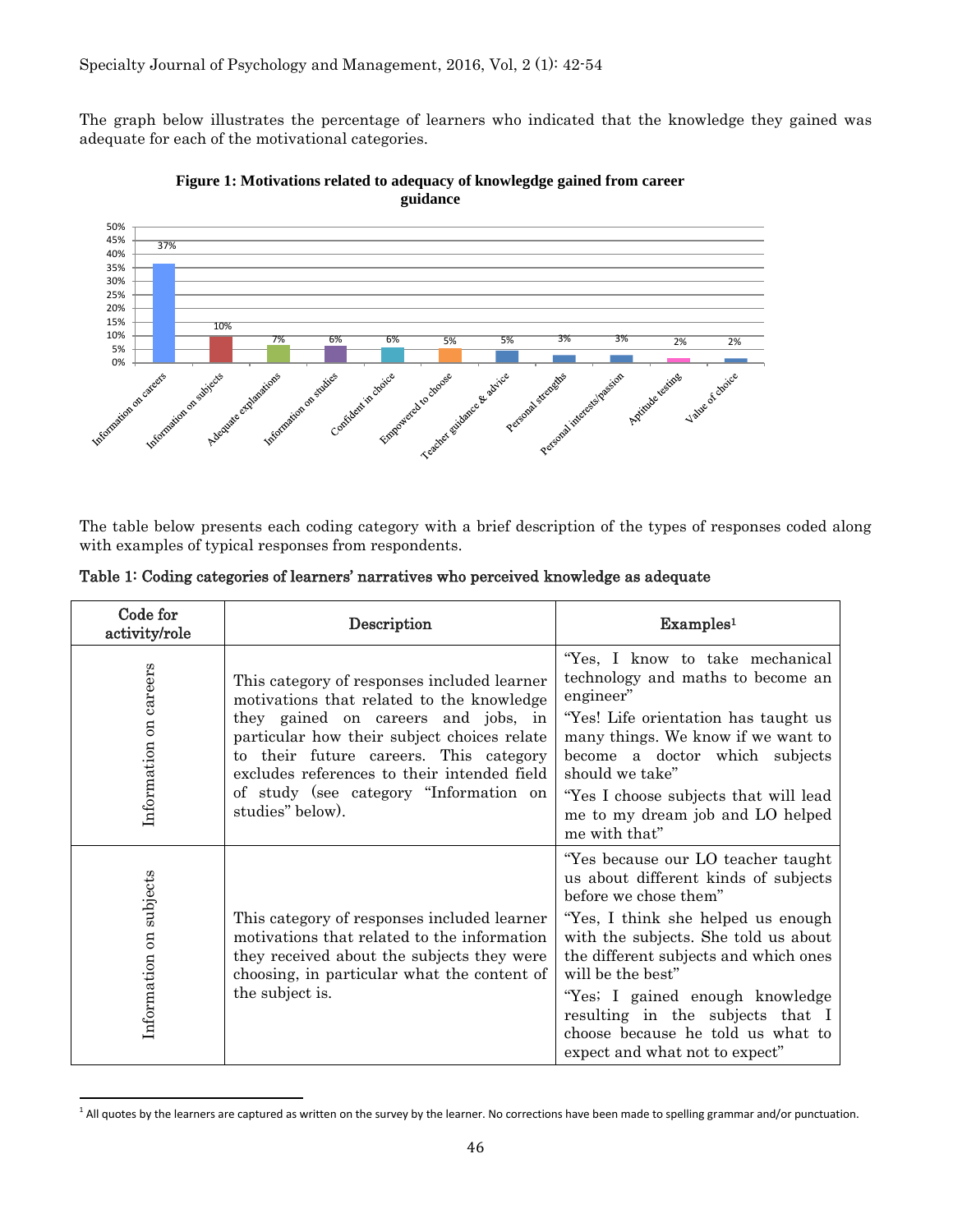The graph below illustrates the percentage of learners who indicated that the knowledge they gained was adequate for each of the motivational categories.

**Figure 1: Motivations related to adequacy of knowlegdge gained from career guidance**

| Category | Percentage |
| --- | --- |
| Information on careers | 37% |
| Information on subjects | 10% |
| Adequate explanations | 7% |
| Information on studies | 6% |
| Confident in choice | 6% |
| Empowered to choose | 5% |
| Teacher guidance & advice | 5% |
| Personal strengths | 3% |
| Personal interests/passion | 3% |
| Aptitude testing | 2% |
| Value of choice | 2% |

The table below presents each coding category with a brief description of the types of responses coded along with examples of typical responses from respondents.

**Table 1: Coding categories of learners' narratives who perceived knowledge as adequate**

| Code for activity/role | Description | Examples[1] |
| --- | --- | --- |
| Information on careers | This category of responses included learner motivations that related to the knowledge they gained on careers and jobs, in particular how their subject choices relate to their future careers. This category excludes references to their intended field of study (see category "Information on studies" below). | "Yes, I know to take mechanical technology and maths to become an engineer"<br>"Yes! Life orientation has taught us many things. We know if we want to become a doctor which subjects should we take"<br>"Yes I choose subjects that will lead me to my dream job and LO helped me with that" |
| Information on subjects | This category of responses included learner motivations that related to the information they received about the subjects they were choosing, in particular what the content of the subject is. | "Yes because our LO teacher taught us about different kinds of subjects before we chose them"<br>"Yes, I think she helped us enough with the subjects. She told us about the different subjects and which ones will be the best"<br>"Yes; I gained enough knowledge resulting in the subjects that I choose because he told us what to expect and what not to expect" |

[1] All quotes by the learners are captured as written on the survey by the learner. No corrections have been made to spelling grammar and/or punctuation.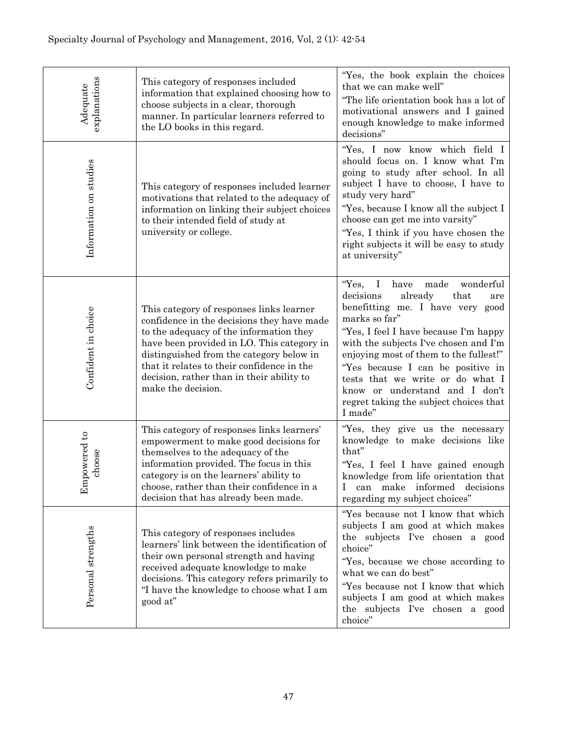| Adequate explanations | This category of responses included information that explained choosing how to choose subjects in a clear, thorough manner. In particular learners referred to the LO books in this regard. | "Yes, the book explain the choices that we can make well" "The life orientation book has a lot of motivational answers and I gained enough knowledge to make informed decisions" |
|---|---|---|
| Information on studies | This category of responses included learner motivations that related to the adequacy of information on linking their subject choices to their intended field of study at university or college. | "Yes, I now know which field I should focus on. I know what I'm going to study after school. In all subject I have to choose, I have to study very hard" "Yes, because I know all the subject I choose can get me into varsity" "Yes, I think if you have chosen the right subjects it will be easy to study at university" |
| Confident in choice | This category of responses links learner confidence in the decisions they have made to the adequacy of the information they have been provided in LO. This category in distinguished from the category below in that it relates to their confidence in the decision, rather than in their ability to make the decision. | "Yes, I have made wonderful decisions already that are benefitting me. I have very good marks so far" "Yes, I feel I have because I'm happy with the subjects I've chosen and I'm enjoying most of them to the fullest!" "Yes because I can be positive in tests that we write or do what I know or understand and I don't regret taking the subject choices that I made" |
| Empowered to choose | This category of responses links learners' empowerment to make good decisions for themselves to the adequacy of the information provided. The focus in this category is on the learners' ability to choose, rather than their confidence in a decision that has already been made. | "Yes, they give us the necessary knowledge to make decisions like that" "Yes, I feel I have gained enough knowledge from life orientation that I can make informed decisions regarding my subject choices" |
| Personal strengths | This category of responses includes learners' link between the identification of their own personal strength and having received adequate knowledge to make decisions. This category refers primarily to "I have the knowledge to choose what I am good at" | "Yes because not I know that which subjects I am good at which makes the subjects I've chosen a good choice" "Yes, because we chose according to what we can do best" "Yes because not I know that which subjects I am good at which makes the subjects I've chosen a good choice" |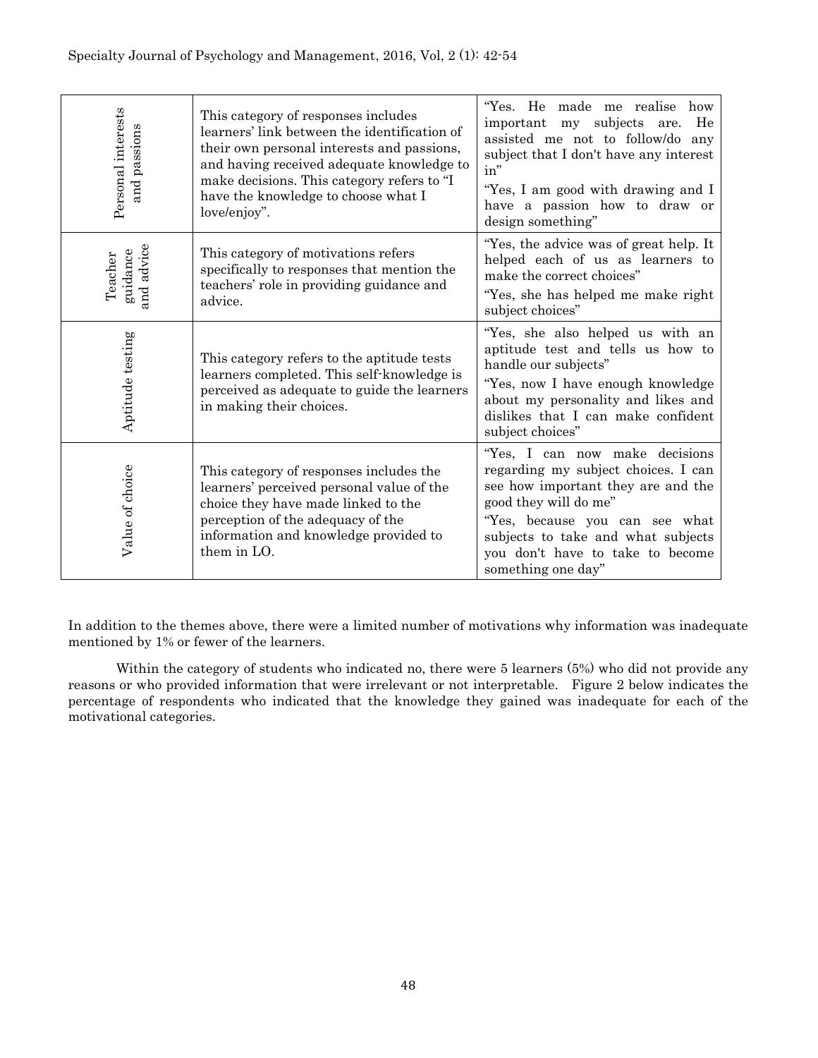| | | |
|---|---|---|
| Personal interests and passions | This category of responses includes learners' link between the identification of their own personal interests and passions, and having received adequate knowledge to make decisions. This category refers to "I have the knowledge to choose what I love/enjoy". | "Yes. He made me realise how important my subjects are. He assisted me not to follow/do any subject that I don't have any interest in"<br>"Yes, I am good with drawing and I have a passion how to draw or design something" |
| Teacher guidance and advice | This category of motivations refers specifically to responses that mention the teachers' role in providing guidance and advice. | "Yes, the advice was of great help. It helped each of us as learners to make the correct choices"<br>"Yes, she has helped me make right subject choices" |
| Aptitude testing | This category refers to the aptitude tests learners completed. This self-knowledge is perceived as adequate to guide the learners in making their choices. | "Yes, she also helped us with an aptitude test and tells us how to handle our subjects"<br>"Yes, now I have enough knowledge about my personality and likes and dislikes that I can make confident subject choices" |
| Value of choice | This category of responses includes the learners' perceived personal value of the choice they have made linked to the perception of the adequacy of the information and knowledge provided to them in LO. | "Yes, I can now make decisions regarding my subject choices. I can see how important they are and the good they will do me"<br>"Yes, because you can see what subjects to take and what subjects you don't have to take to become something one day" |

In addition to the themes above, there were a limited number of motivations why information was inadequate mentioned by 1% or fewer of the learners.

Within the category of students who indicated no, there were 5 learners (5%) who did not provide any reasons or who provided information that were irrelevant or not interpretable. Figure 2 below indicates the percentage of respondents who indicated that the knowledge they gained was inadequate for each of the motivational categories.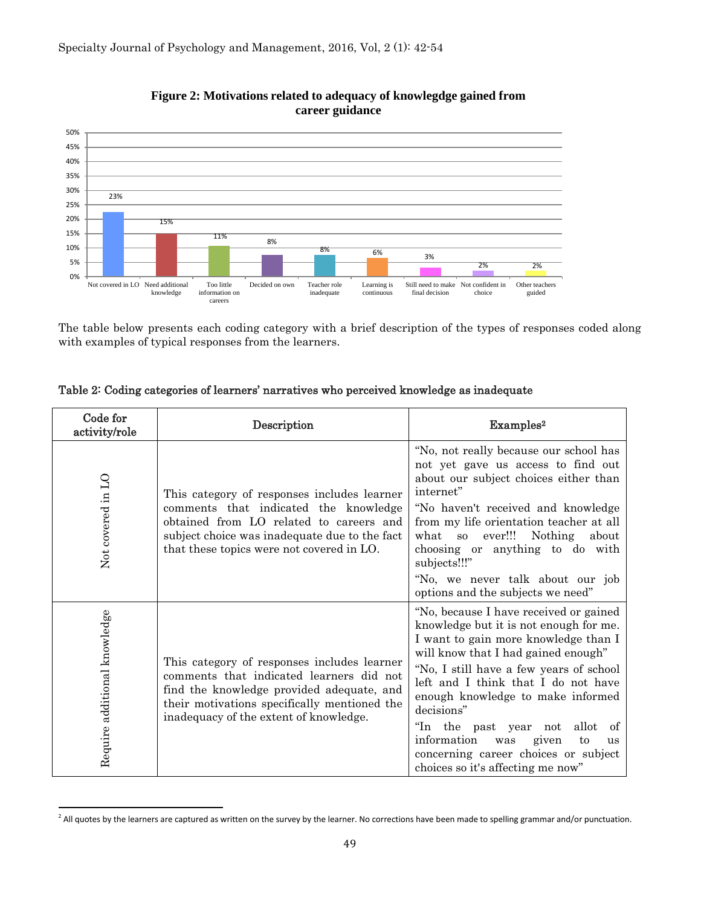**Figure 2: Motivations related to adequacy of knowlegdge gained from career guidance**

The table below presents each coding category with a brief description of the types of responses coded along with examples of typical responses from the learners.

**Table 2: Coding categories of learners' narratives who perceived knowledge as inadequate**

| Code for activity/role | Description | Examples[2] |
|---|---|---|
| Not covered in LO | This category of responses includes learner comments that indicated the knowledge obtained from LO related to careers and subject choice was inadequate due to the fact that these topics were not covered in LO. | "No, not really because our school has not yet gave us access to find out about our subject choices either than internet" "No haven't received and knowledge from my life orientation teacher at all what so ever!!! Nothing about choosing or anything to do with subjects!!!" "No, we never talk about our job options and the subjects we need" |
| Require additional knowledge | This category of responses includes learner comments that indicated learners did not find the knowledge provided adequate, and their motivations specifically mentioned the inadequacy of the extent of knowledge. | "No, because I have received or gained knowledge but it is not enough for me. I want to gain more knowledge than I will know that I had gained enough" "No, I still have a few years of school left and I think that I do not have enough knowledge to make informed decisions" "In the past year not allot of information was given to us concerning career choices or subject choices so it's affecting me now" |

[2] All quotes by the learners are captured as written on the survey by the learner. No corrections have been made to spelling grammar and/or punctuation.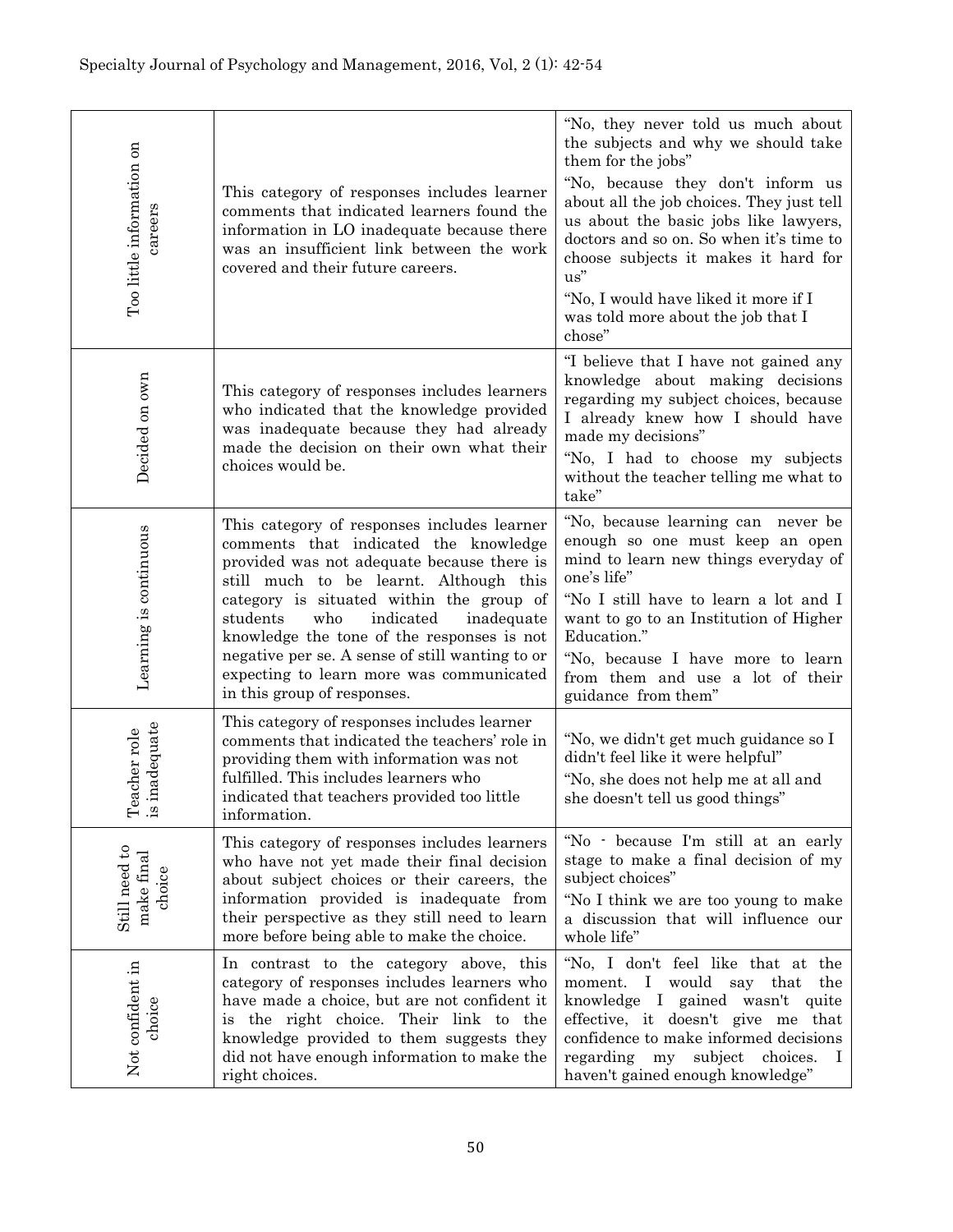| | | |
|---|---|---|
| Too little information on careers | This category of responses includes learner comments that indicated learners found the information in LO inadequate because there was an insufficient link between the work covered and their future careers. | "No, they never told us much about the subjects and why we should take them for the jobs"<br>"No, because they don't inform us about all the job choices. They just tell us about the basic jobs like lawyers, doctors and so on. So when it's time to choose subjects it makes it hard for us"<br>"No, I would have liked it more if I was told more about the job that I chose" |
| Decided on own | This category of responses includes learners who indicated that the knowledge provided was inadequate because they had already made the decision on their own what their choices would be. | "I believe that I have not gained any knowledge about making decisions regarding my subject choices, because I already knew how I should have made my decisions"<br>"No, I had to choose my subjects without the teacher telling me what to take" |
| Learning is continuous | This category of responses includes learner comments that indicated the knowledge provided was not adequate because there is still much to be learnt. Although this category is situated within the group of students who indicated inadequate knowledge the tone of the responses is not negative per se. A sense of still wanting to or expecting to learn more was communicated in this group of responses. | "No, because learning can never be enough so one must keep an open mind to learn new things everyday of one's life"<br>"No I still have to learn a lot and I want to go to an Institution of Higher Education."<br>"No, because I have more to learn from them and use a lot of their guidance from them" |
| Teacher role is inadequate | This category of responses includes learner comments that indicated the teachers' role in providing them with information was not fulfilled. This includes learners who indicated that teachers provided too little information. | "No, we didn't get much guidance so I didn't feel like it were helpful"<br>"No, she does not help me at all and she doesn't tell us good things" |
| Still need to make final choice | This category of responses includes learners who have not yet made their final decision about subject choices or their careers, the information provided is inadequate from their perspective as they still need to learn more before being able to make the choice. | "No - because I'm still at an early stage to make a final decision of my subject choices"<br>"No I think we are too young to make a discussion that will influence our whole life" |
| Not confident in choice | In contrast to the category above, this category of responses includes learners who have made a choice, but are not confident it is the right choice. Their link to the knowledge provided to them suggests they did not have enough information to make the right choices. | "No, I don't feel like that at the moment. I would say that the knowledge I gained wasn't quite effective, it doesn't give me that confidence to make informed decisions regarding my subject choices. I haven't gained enough knowledge" |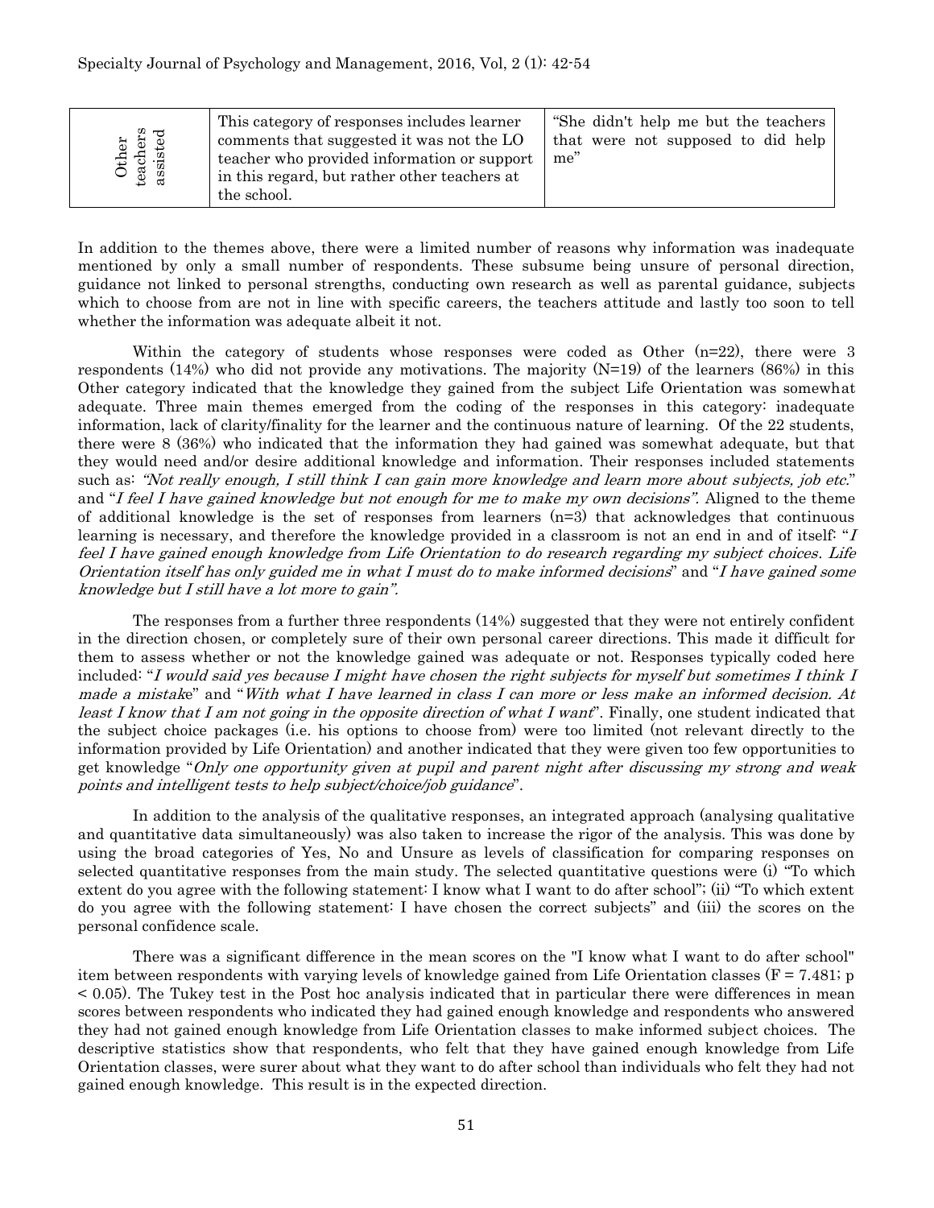| Other teachers assisted | This category of responses includes learner comments that suggested it was not the LO teacher who provided information or support in this regard, but rather other teachers at the school. | "She didn't help me but the teachers that were not supposed to did help me" |
|---|---|---|

In addition to the themes above, there were a limited number of reasons why information was inadequate mentioned by only a small number of respondents. These subsume being unsure of personal direction, guidance not linked to personal strengths, conducting own research as well as parental guidance, subjects which to choose from are not in line with specific careers, the teachers attitude and lastly too soon to tell whether the information was adequate albeit it not.

Within the category of students whose responses were coded as Other (n=22), there were 3 respondents (14%) who did not provide any motivations. The majority (N=19) of the learners (86%) in this Other category indicated that the knowledge they gained from the subject Life Orientation was somewhat adequate. Three main themes emerged from the coding of the responses in this category: inadequate information, lack of clarity/finality for the learner and the continuous nature of learning. Of the 22 students, there were 8 (36%) who indicated that the information they had gained was somewhat adequate, but that they would need and/or desire additional knowledge and information. Their responses included statements such as: *"Not really enough, I still think I can gain more knowledge and learn more about subjects, job etc."* and "*I feel I have gained knowledge but not enough for me to make my own decisions".* Aligned to the theme of additional knowledge is the set of responses from learners (n=3) that acknowledges that continuous learning is necessary, and therefore the knowledge provided in a classroom is not an end in and of itself: "*I feel I have gained enough knowledge from Life Orientation to do research regarding my subject choices. Life Orientation itself has only guided me in what I must do to make informed decisions*" and "*I have gained some knowledge but I still have a lot more to gain".*

The responses from a further three respondents (14%) suggested that they were not entirely confident in the direction chosen, or completely sure of their own personal career directions. This made it difficult for them to assess whether or not the knowledge gained was adequate or not. Responses typically coded here included: "*I would said yes because I might have chosen the right subjects for myself but sometimes I think I made a mistake*" and "*With what I have learned in class I can more or less make an informed decision. At least I know that I am not going in the opposite direction of what I want*". Finally, one student indicated that the subject choice packages (i.e. his options to choose from) were too limited (not relevant directly to the information provided by Life Orientation) and another indicated that they were given too few opportunities to get knowledge "*Only one opportunity given at pupil and parent night after discussing my strong and weak points and intelligent tests to help subject/choice/job guidance*".

In addition to the analysis of the qualitative responses, an integrated approach (analysing qualitative and quantitative data simultaneously) was also taken to increase the rigor of the analysis. This was done by using the broad categories of Yes, No and Unsure as levels of classification for comparing responses on selected quantitative responses from the main study. The selected quantitative questions were (i) "To which extent do you agree with the following statement: I know what I want to do after school"; (ii) "To which extent do you agree with the following statement: I have chosen the correct subjects" and (iii) the scores on the personal confidence scale.

There was a significant difference in the mean scores on the "I know what I want to do after school" item between respondents with varying levels of knowledge gained from Life Orientation classes ($F = 7.481$; $p < 0.05$). The Tukey test in the Post hoc analysis indicated that in particular there were differences in mean scores between respondents who indicated they had gained enough knowledge and respondents who answered they had not gained enough knowledge from Life Orientation classes to make informed subject choices. The descriptive statistics show that respondents, who felt that they have gained enough knowledge from Life Orientation classes, were surer about what they want to do after school than individuals who felt they had not gained enough knowledge. This result is in the expected direction.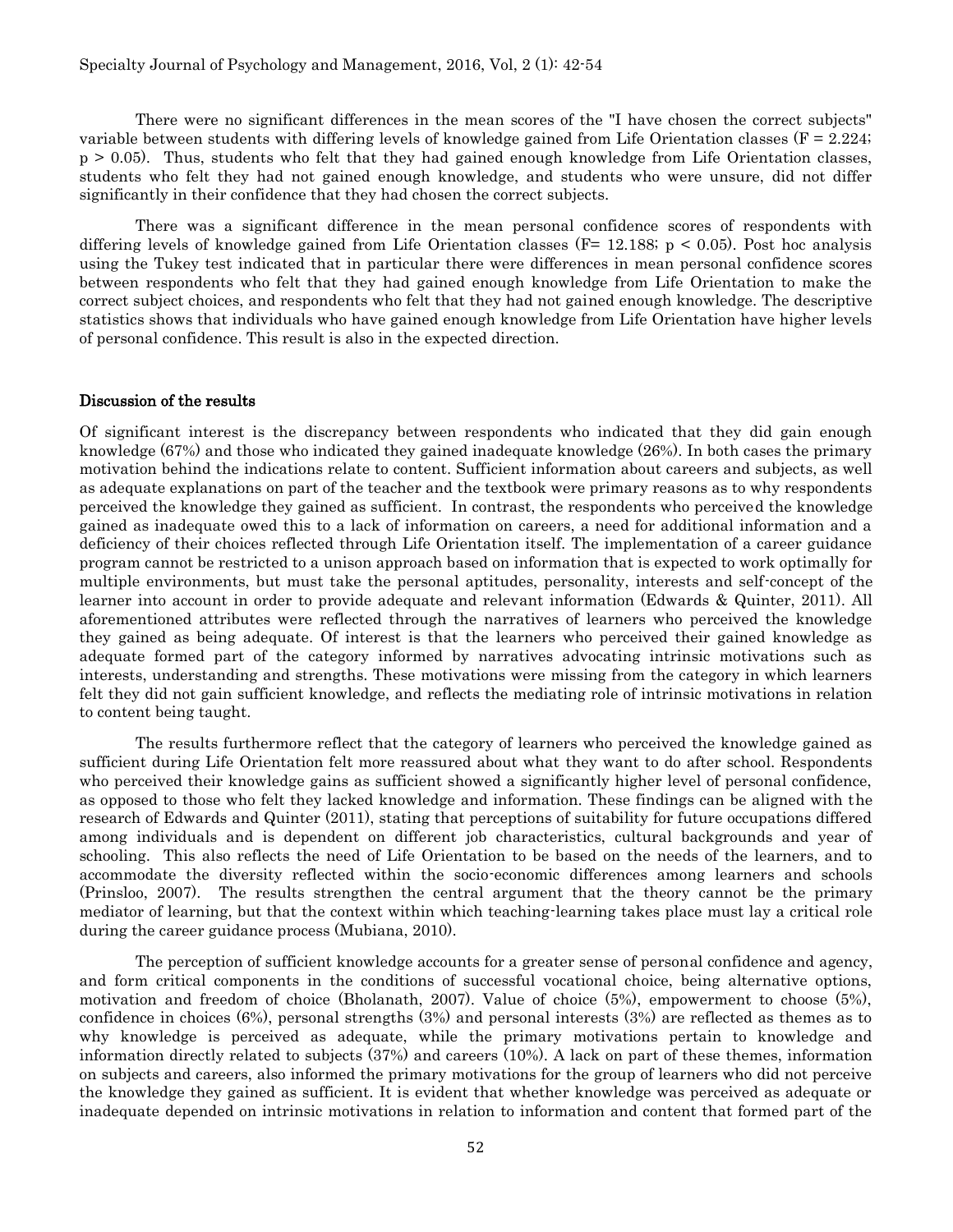There were no significant differences in the mean scores of the "I have chosen the correct subjects" variable between students with differing levels of knowledge gained from Life Orientation classes ($F = 2.224$; $p > 0.05$). Thus, students who felt that they had gained enough knowledge from Life Orientation classes, students who felt they had not gained enough knowledge, and students who were unsure, did not differ significantly in their confidence that they had chosen the correct subjects.

There was a significant difference in the mean personal confidence scores of respondents with differing levels of knowledge gained from Life Orientation classes ($F= 12.188$; $p < 0.05$). Post hoc analysis using the Tukey test indicated that in particular there were differences in mean personal confidence scores between respondents who felt that they had gained enough knowledge from Life Orientation to make the correct subject choices, and respondents who felt that they had not gained enough knowledge. The descriptive statistics shows that individuals who have gained enough knowledge from Life Orientation have higher levels of personal confidence. This result is also in the expected direction.

## Discussion of the results

Of significant interest is the discrepancy between respondents who indicated that they did gain enough knowledge (67%) and those who indicated they gained inadequate knowledge (26%). In both cases the primary motivation behind the indications relate to content. Sufficient information about careers and subjects, as well as adequate explanations on part of the teacher and the textbook were primary reasons as to why respondents perceived the knowledge they gained as sufficient. In contrast, the respondents who perceived the knowledge gained as inadequate owed this to a lack of information on careers, a need for additional information and a deficiency of their choices reflected through Life Orientation itself. The implementation of a career guidance program cannot be restricted to a unison approach based on information that is expected to work optimally for multiple environments, but must take the personal aptitudes, personality, interests and self-concept of the learner into account in order to provide adequate and relevant information (Edwards & Quinter, 2011). All aforementioned attributes were reflected through the narratives of learners who perceived the knowledge they gained as being adequate. Of interest is that the learners who perceived their gained knowledge as adequate formed part of the category informed by narratives advocating intrinsic motivations such as interests, understanding and strengths. These motivations were missing from the category in which learners felt they did not gain sufficient knowledge, and reflects the mediating role of intrinsic motivations in relation to content being taught.

The results furthermore reflect that the category of learners who perceived the knowledge gained as sufficient during Life Orientation felt more reassured about what they want to do after school. Respondents who perceived their knowledge gains as sufficient showed a significantly higher level of personal confidence, as opposed to those who felt they lacked knowledge and information. These findings can be aligned with the research of Edwards and Quinter (2011), stating that perceptions of suitability for future occupations differed among individuals and is dependent on different job characteristics, cultural backgrounds and year of schooling. This also reflects the need of Life Orientation to be based on the needs of the learners, and to accommodate the diversity reflected within the socio-economic differences among learners and schools (Prinsloo, 2007). The results strengthen the central argument that the theory cannot be the primary mediator of learning, but that the context within which teaching-learning takes place must lay a critical role during the career guidance process (Mubiana, 2010).

The perception of sufficient knowledge accounts for a greater sense of personal confidence and agency, and form critical components in the conditions of successful vocational choice, being alternative options, motivation and freedom of choice (Bholanath, 2007). Value of choice (5%), empowerment to choose (5%), confidence in choices (6%), personal strengths (3%) and personal interests (3%) are reflected as themes as to why knowledge is perceived as adequate, while the primary motivations pertain to knowledge and information directly related to subjects (37%) and careers (10%). A lack on part of these themes, information on subjects and careers, also informed the primary motivations for the group of learners who did not perceive the knowledge they gained as sufficient. It is evident that whether knowledge was perceived as adequate or inadequate depended on intrinsic motivations in relation to information and content that formed part of the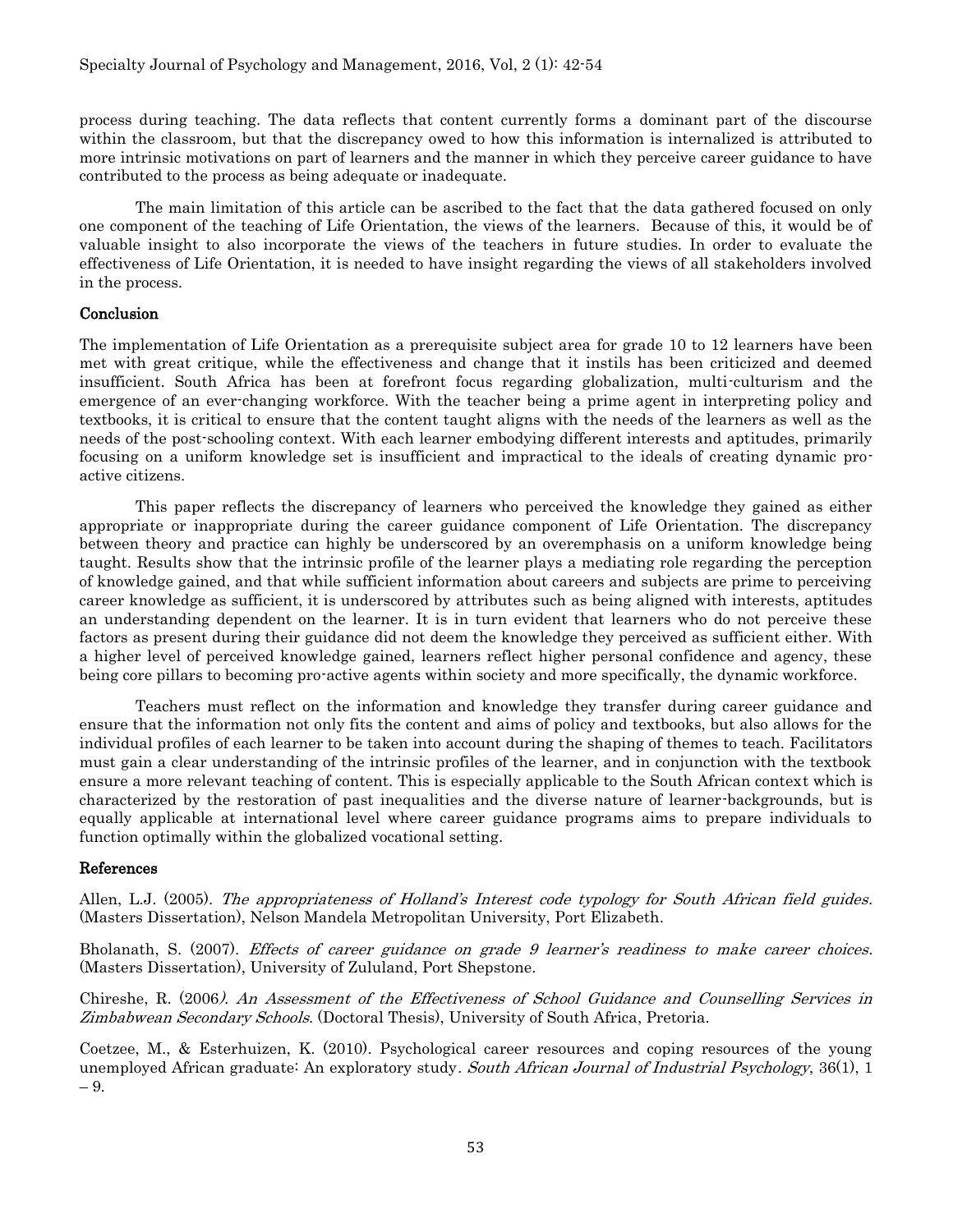process during teaching. The data reflects that content currently forms a dominant part of the discourse within the classroom, but that the discrepancy owed to how this information is internalized is attributed to more intrinsic motivations on part of learners and the manner in which they perceive career guidance to have contributed to the process as being adequate or inadequate.

The main limitation of this article can be ascribed to the fact that the data gathered focused on only one component of the teaching of Life Orientation, the views of the learners. Because of this, it would be of valuable insight to also incorporate the views of the teachers in future studies. In order to evaluate the effectiveness of Life Orientation, it is needed to have insight regarding the views of all stakeholders involved in the process.

## Conclusion

The implementation of Life Orientation as a prerequisite subject area for grade 10 to 12 learners have been met with great critique, while the effectiveness and change that it instils has been criticized and deemed insufficient. South Africa has been at forefront focus regarding globalization, multi-culturism and the emergence of an ever-changing workforce. With the teacher being a prime agent in interpreting policy and textbooks, it is critical to ensure that the content taught aligns with the needs of the learners as well as the needs of the post-schooling context. With each learner embodying different interests and aptitudes, primarily focusing on a uniform knowledge set is insufficient and impractical to the ideals of creating dynamic pro-active citizens.

This paper reflects the discrepancy of learners who perceived the knowledge they gained as either appropriate or inappropriate during the career guidance component of Life Orientation. The discrepancy between theory and practice can highly be underscored by an overemphasis on a uniform knowledge being taught. Results show that the intrinsic profile of the learner plays a mediating role regarding the perception of knowledge gained, and that while sufficient information about careers and subjects are prime to perceiving career knowledge as sufficient, it is underscored by attributes such as being aligned with interests, aptitudes an understanding dependent on the learner. It is in turn evident that learners who do not perceive these factors as present during their guidance did not deem the knowledge they perceived as sufficient either. With a higher level of perceived knowledge gained, learners reflect higher personal confidence and agency, these being core pillars to becoming pro-active agents within society and more specifically, the dynamic workforce.

Teachers must reflect on the information and knowledge they transfer during career guidance and ensure that the information not only fits the content and aims of policy and textbooks, but also allows for the individual profiles of each learner to be taken into account during the shaping of themes to teach. Facilitators must gain a clear understanding of the intrinsic profiles of the learner, and in conjunction with the textbook ensure a more relevant teaching of content. This is especially applicable to the South African context which is characterized by the restoration of past inequalities and the diverse nature of learner-backgrounds, but is equally applicable at international level where career guidance programs aims to prepare individuals to function optimally within the globalized vocational setting.

## References

Allen, L.J. (2005). *The appropriateness of Holland's Interest code typology for South African field guides.* (Masters Dissertation), Nelson Mandela Metropolitan University, Port Elizabeth.

Bholanath, S. (2007). *Effects of career guidance on grade 9 learner's readiness to make career choices.* (Masters Dissertation), University of Zululand, Port Shepstone.

Chireshe, R. (2006*). An Assessment of the Effectiveness of School Guidance and Counselling Services in Zimbabwean Secondary Schools.* (Doctoral Thesis), University of South Africa, Pretoria.

Coetzee, M., & Esterhuizen, K. (2010). Psychological career resources and coping resources of the young unemployed African graduate: An exploratory study. *South African Journal of Industrial Psychology*, 36(1), 1 – 9.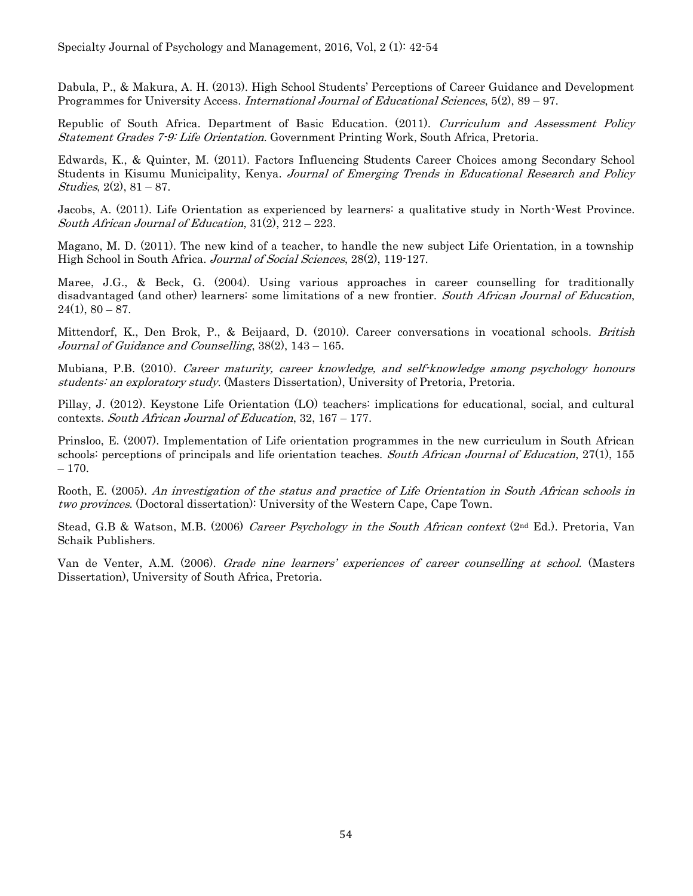Dabula, P., & Makura, A. H. (2013). High School Students' Perceptions of Career Guidance and Development Programmes for University Access. *International Journal of Educational Sciences*, 5(2), 89 – 97.

Republic of South Africa. Department of Basic Education. (2011). *Curriculum and Assessment Policy Statement Grades 7-9: Life Orientation.* Government Printing Work, South Africa, Pretoria.

Edwards, K., & Quinter, M. (2011). Factors Influencing Students Career Choices among Secondary School Students in Kisumu Municipality, Kenya. *Journal of Emerging Trends in Educational Research and Policy Studies*, 2(2), 81 – 87.

Jacobs, A. (2011). Life Orientation as experienced by learners: a qualitative study in North-West Province. *South African Journal of Education*, 31(2), 212 – 223.

Magano, M. D. (2011). The new kind of a teacher, to handle the new subject Life Orientation, in a township High School in South Africa. *Journal of Social Sciences*, 28(2), 119-127.

Maree, J.G., & Beck, G. (2004). Using various approaches in career counselling for traditionally disadvantaged (and other) learners: some limitations of a new frontier. *South African Journal of Education*, 24(1), 80 – 87.

Mittendorf, K., Den Brok, P., & Beijaard, D. (2010). Career conversations in vocational schools. *British Journal of Guidance and Counselling*, 38(2), 143 – 165.

Mubiana, P.B. (2010). *Career maturity, career knowledge, and self-knowledge among psychology honours students: an exploratory study*. (Masters Dissertation), University of Pretoria, Pretoria.

Pillay, J. (2012). Keystone Life Orientation (LO) teachers: implications for educational, social, and cultural contexts. *South African Journal of Education*, 32, 167 – 177.

Prinsloo, E. (2007). Implementation of Life orientation programmes in the new curriculum in South African schools: perceptions of principals and life orientation teaches. *South African Journal of Education*, 27(1), 155 – 170.

Rooth, E. (2005). *An investigation of the status and practice of Life Orientation in South African schools in two provinces*. (Doctoral dissertation): University of the Western Cape, Cape Town.

Stead, G.B & Watson, M.B. (2006) *Career Psychology in the South African context* (2nd Ed.). Pretoria, Van Schaik Publishers.

Van de Venter, A.M. (2006). *Grade nine learners' experiences of career counselling at school.* (Masters Dissertation), University of South Africa, Pretoria.